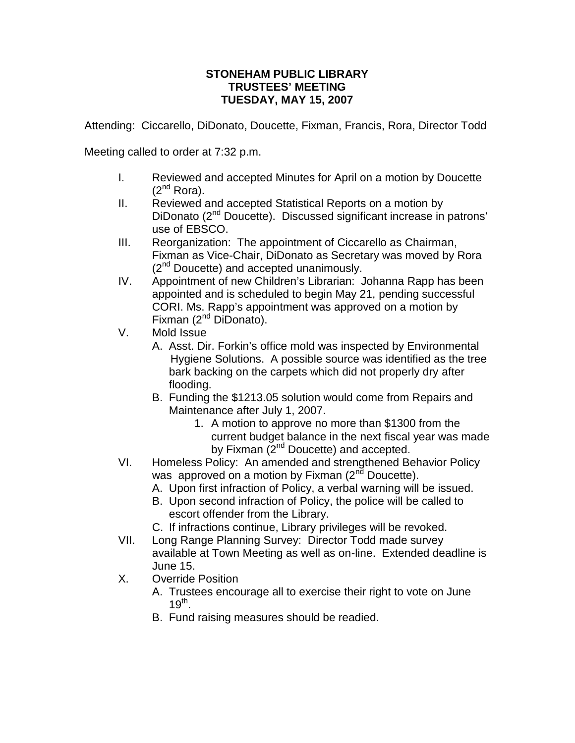**STONEHAM PUBLIC LIBRARY**
**TRUSTEES' MEETING**
**TUESDAY, MAY 15, 2007**

Attending: Ciccarello, DiDonato, Doucette, Fixman, Francis, Rora, Director Todd

Meeting called to order at 7:32 p.m.

I. Reviewed and accepted Minutes for April on a motion by Doucette (2nd Rora).

II. Reviewed and accepted Statistical Reports on a motion by DiDonato (2nd Doucette). Discussed significant increase in patrons' use of EBSCO.

III. Reorganization: The appointment of Ciccarello as Chairman, Fixman as Vice-Chair, DiDonato as Secretary was moved by Rora (2nd Doucette) and accepted unanimously.

IV. Appointment of new Children's Librarian: Johanna Rapp has been appointed and is scheduled to begin May 21, pending successful CORI. Ms. Rapp's appointment was approved on a motion by Fixman (2nd DiDonato).

V. Mold Issue
   - A. Asst. Dir. Forkin's office mold was inspected by Environmental Hygiene Solutions. A possible source was identified as the tree bark backing on the carpets which did not properly dry after flooding.
   - B. Funding the $1213.05 solution would come from Repairs and Maintenance after July 1, 2007.
     1. A motion to approve no more than $1300 from the current budget balance in the next fiscal year was made by Fixman (2nd Doucette) and accepted.

VI. Homeless Policy: An amended and strengthened Behavior Policy was approved on a motion by Fixman (2nd Doucette).
   - A. Upon first infraction of Policy, a verbal warning will be issued.
   - B. Upon second infraction of Policy, the police will be called to escort offender from the Library.
   - C. If infractions continue, Library privileges will be revoked.

VII. Long Range Planning Survey: Director Todd made survey available at Town Meeting as well as on-line. Extended deadline is June 15.

X. Override Position
   - A. Trustees encourage all to exercise their right to vote on June 19th.
   - B. Fund raising measures should be readied.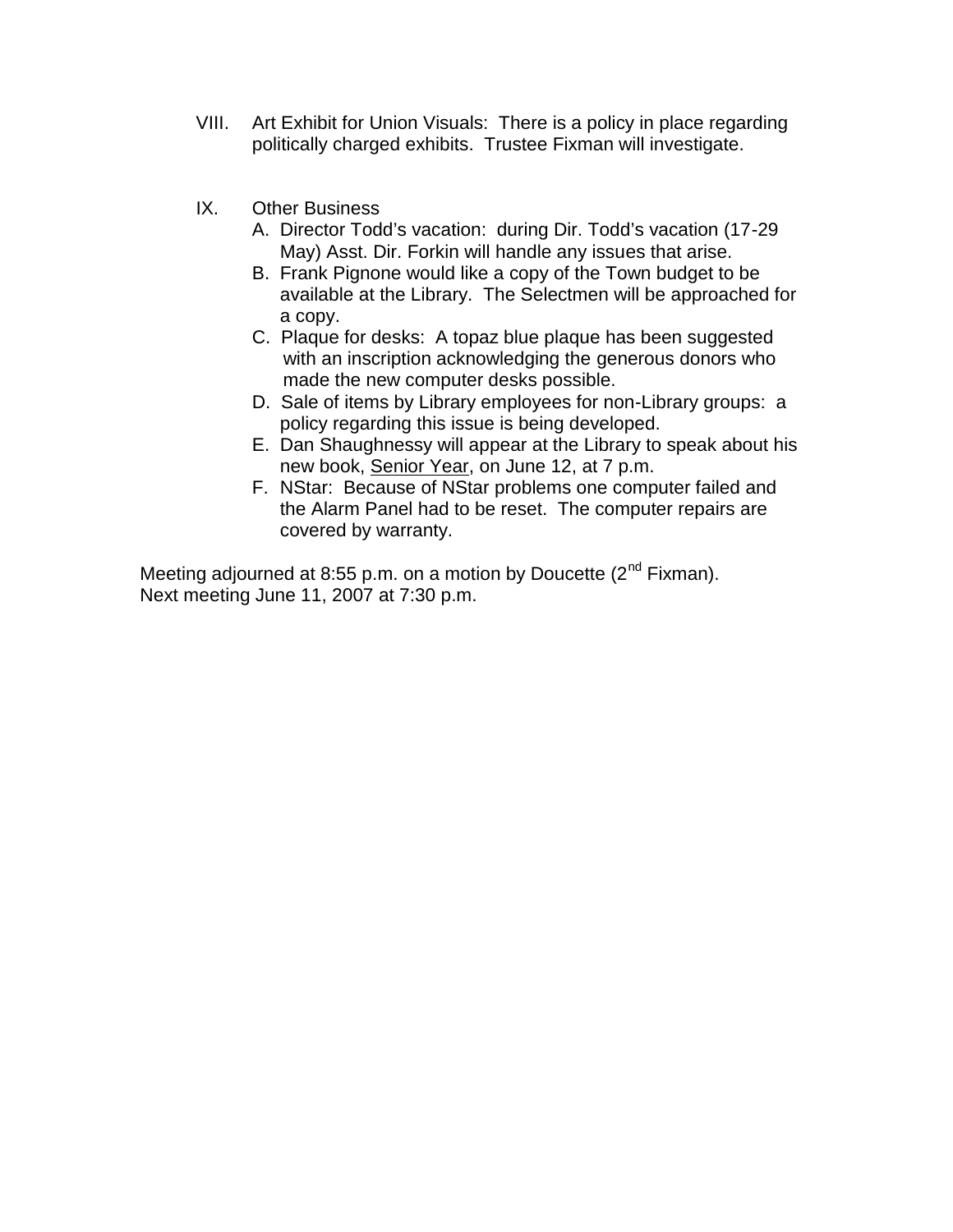VIII. Art Exhibit for Union Visuals: There is a policy in place regarding politically charged exhibits. Trustee Fixman will investigate.

IX. Other Business

A. Director Todd's vacation: during Dir. Todd's vacation (17-29 May) Asst. Dir. Forkin will handle any issues that arise.

B. Frank Pignone would like a copy of the Town budget to be available at the Library. The Selectmen will be approached for a copy.

C. Plaque for desks: A topaz blue plaque has been suggested with an inscription acknowledging the generous donors who made the new computer desks possible.

D. Sale of items by Library employees for non-Library groups: a policy regarding this issue is being developed.

E. Dan Shaughnessy will appear at the Library to speak about his new book, <u>Senior Year</u>, on June 12, at 7 p.m.

F. NStar: Because of NStar problems one computer failed and the Alarm Panel had to be reset. The computer repairs are covered by warranty.

Meeting adjourned at 8:55 p.m. on a motion by Doucette (2nd Fixman).
Next meeting June 11, 2007 at 7:30 p.m.